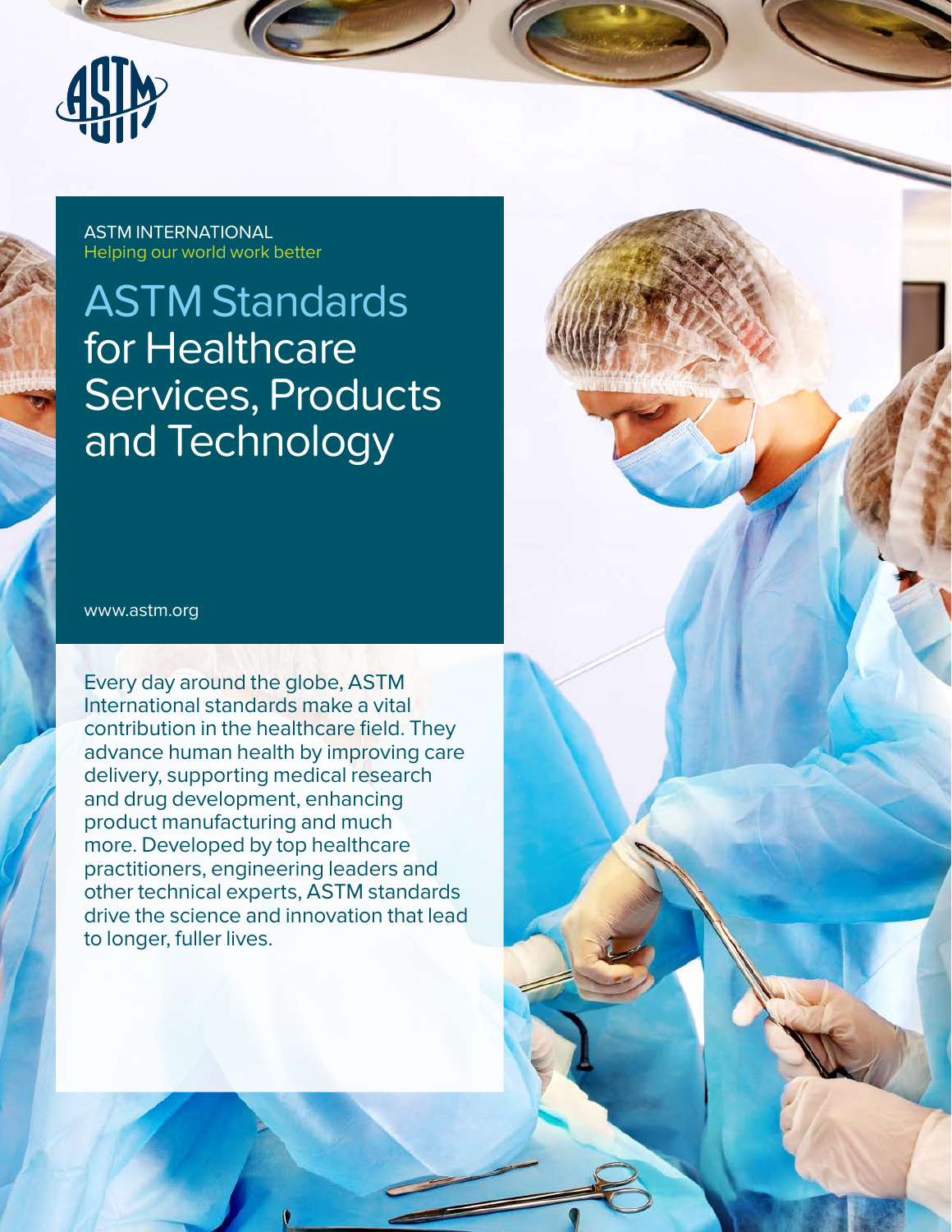ASTM INTERNATIONAL
Helping our world work better

# ASTM Standards for Healthcare Services, Products and Technology

www.astm.org

Every day around the globe, ASTM International standards make a vital contribution in the healthcare field. They advance human health by improving care delivery, supporting medical research and drug development, enhancing product manufacturing and much more. Developed by top healthcare practitioners, engineering leaders and other technical experts, ASTM standards drive the science and innovation that lead to longer, fuller lives.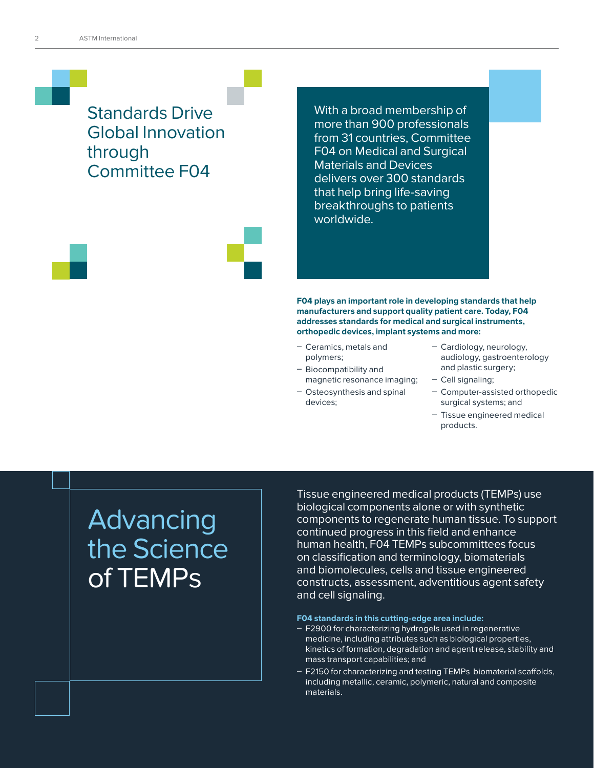# Standards Drive Global Innovation through Committee F04

With a broad membership of more than 900 professionals from 31 countries, Committee F04 on Medical and Surgical Materials and Devices delivers over 300 standards that help bring life-saving breakthroughs to patients worldwide.

**F04 plays an important role in developing standards that help manufacturers and support quality patient care. Today, F04 addresses standards for medical and surgical instruments, orthopedic devices, implant systems and more:**

- Ceramics, metals and polymers;
- Biocompatibility and magnetic resonance imaging;
- Osteosynthesis and spinal devices;
- Cardiology, neurology, audiology, gastroenterology and plastic surgery;
- Cell signaling;
- Computer-assisted orthopedic surgical systems; and
- Tissue engineered medical products.

# Advancing the Science of TEMPs

Tissue engineered medical products (TEMPs) use biological components alone or with synthetic components to regenerate human tissue. To support continued progress in this field and enhance human health, F04 TEMPs subcommittees focus on classification and terminology, biomaterials and biomolecules, cells and tissue engineered constructs, assessment, adventitious agent safety and cell signaling.

**F04 standards in this cutting-edge area include:**

- F2900 for characterizing hydrogels used in regenerative medicine, including attributes such as biological properties, kinetics of formation, degradation and agent release, stability and mass transport capabilities; and
- F2150 for characterizing and testing TEMPs biomaterial scaffolds, including metallic, ceramic, polymeric, natural and composite materials.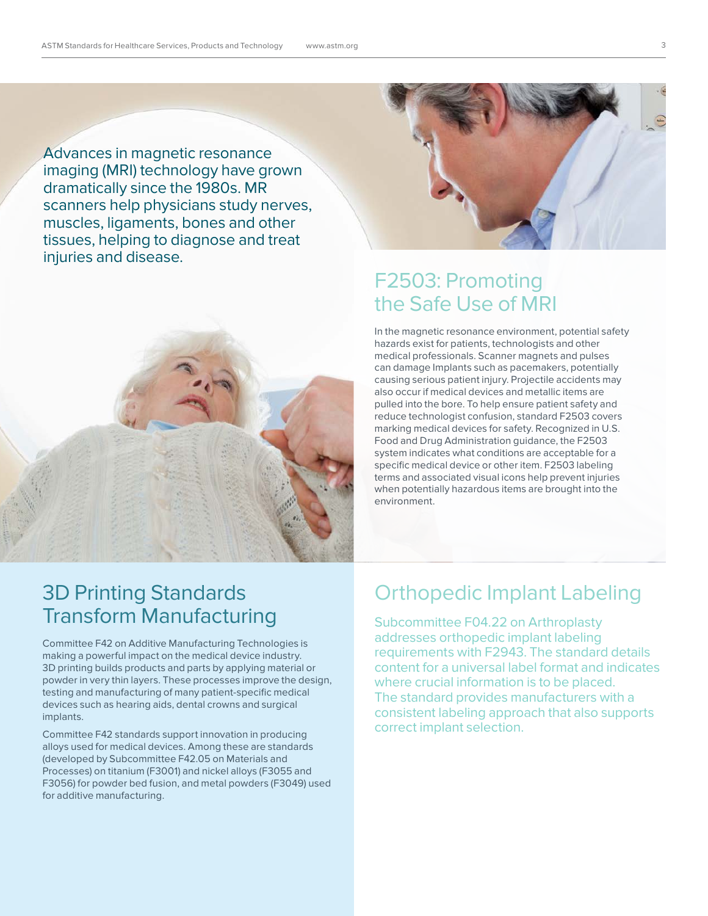Advances in magnetic resonance imaging (MRI) technology have grown dramatically since the 1980s. MR scanners help physicians study nerves, muscles, ligaments, bones and other tissues, helping to diagnose and treat injuries and disease.

## F2503: Promoting the Safe Use of MRI

In the magnetic resonance environment, potential safety hazards exist for patients, technologists and other medical professionals. Scanner magnets and pulses can damage Implants such as pacemakers, potentially causing serious patient injury. Projectile accidents may also occur if medical devices and metallic items are pulled into the bore. To help ensure patient safety and reduce technologist confusion, standard F2503 covers marking medical devices for safety. Recognized in U.S. Food and Drug Administration guidance, the F2503 system indicates what conditions are acceptable for a specific medical device or other item. F2503 labeling terms and associated visual icons help prevent injuries when potentially hazardous items are brought into the environment.

## 3D Printing Standards Transform Manufacturing

Committee F42 on Additive Manufacturing Technologies is making a powerful impact on the medical device industry. 3D printing builds products and parts by applying material or powder in very thin layers. These processes improve the design, testing and manufacturing of many patient-specific medical devices such as hearing aids, dental crowns and surgical implants.

Committee F42 standards support innovation in producing alloys used for medical devices. Among these are standards (developed by Subcommittee F42.05 on Materials and Processes) on titanium (F3001) and nickel alloys (F3055 and F3056) for powder bed fusion, and metal powders (F3049) used for additive manufacturing.

## Orthopedic Implant Labeling

Subcommittee F04.22 on Arthroplasty addresses orthopedic implant labeling requirements with F2943. The standard details content for a universal label format and indicates where crucial information is to be placed. The standard provides manufacturers with a consistent labeling approach that also supports correct implant selection.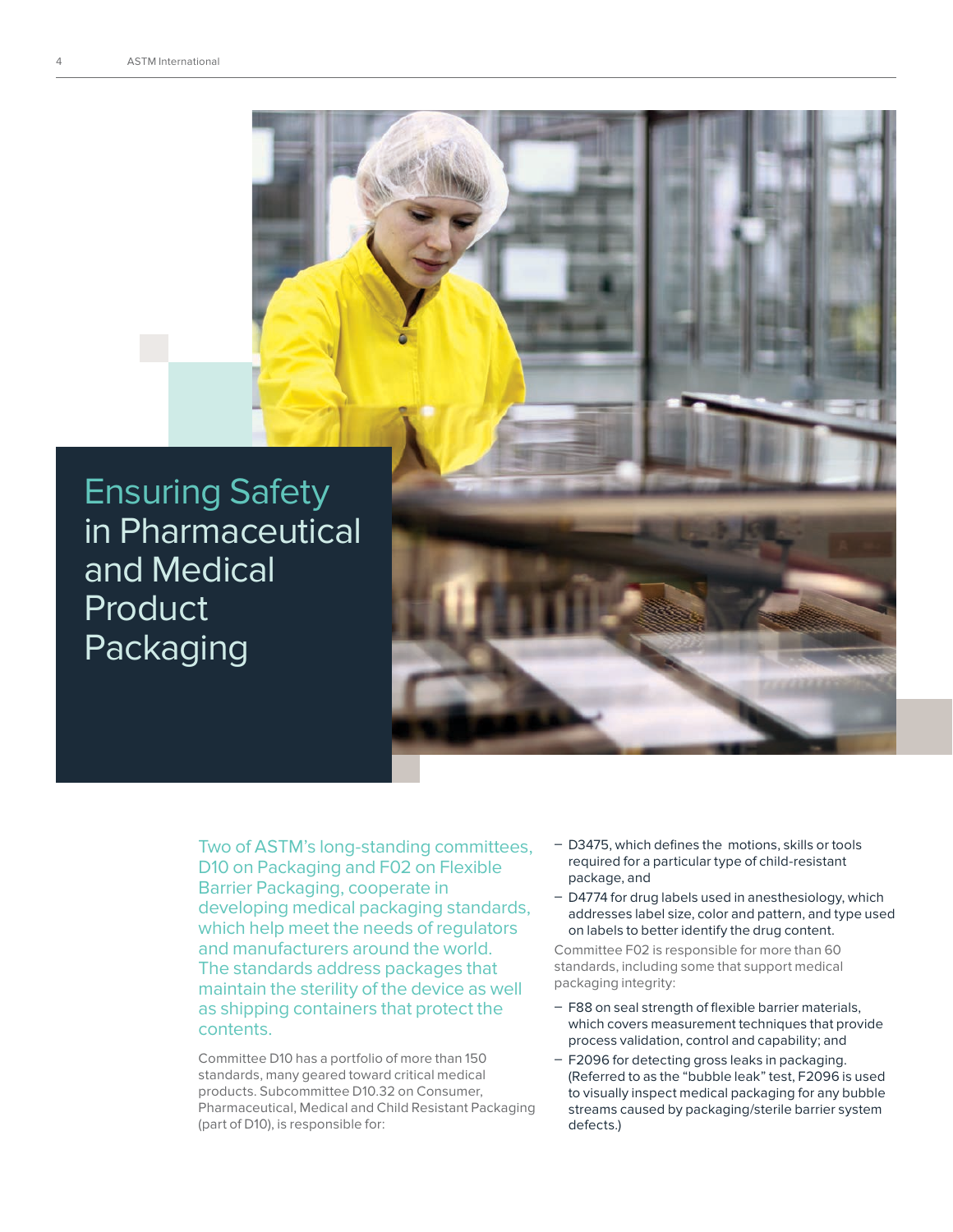# Ensuring Safety in Pharmaceutical and Medical Product Packaging

Two of ASTM's long-standing committees, D10 on Packaging and F02 on Flexible Barrier Packaging, cooperate in developing medical packaging standards, which help meet the needs of regulators and manufacturers around the world. The standards address packages that maintain the sterility of the device as well as shipping containers that protect the contents.

Committee D10 has a portfolio of more than 150 standards, many geared toward critical medical products. Subcommittee D10.32 on Consumer, Pharmaceutical, Medical and Child Resistant Packaging (part of D10), is responsible for:

- D3475, which defines the motions, skills or tools required for a particular type of child-resistant package, and
- D4774 for drug labels used in anesthesiology, which addresses label size, color and pattern, and type used on labels to better identify the drug content.

Committee F02 is responsible for more than 60 standards, including some that support medical packaging integrity:

- F88 on seal strength of flexible barrier materials, which covers measurement techniques that provide process validation, control and capability; and
- F2096 for detecting gross leaks in packaging. (Referred to as the "bubble leak" test, F2096 is used to visually inspect medical packaging for any bubble streams caused by packaging/sterile barrier system defects.)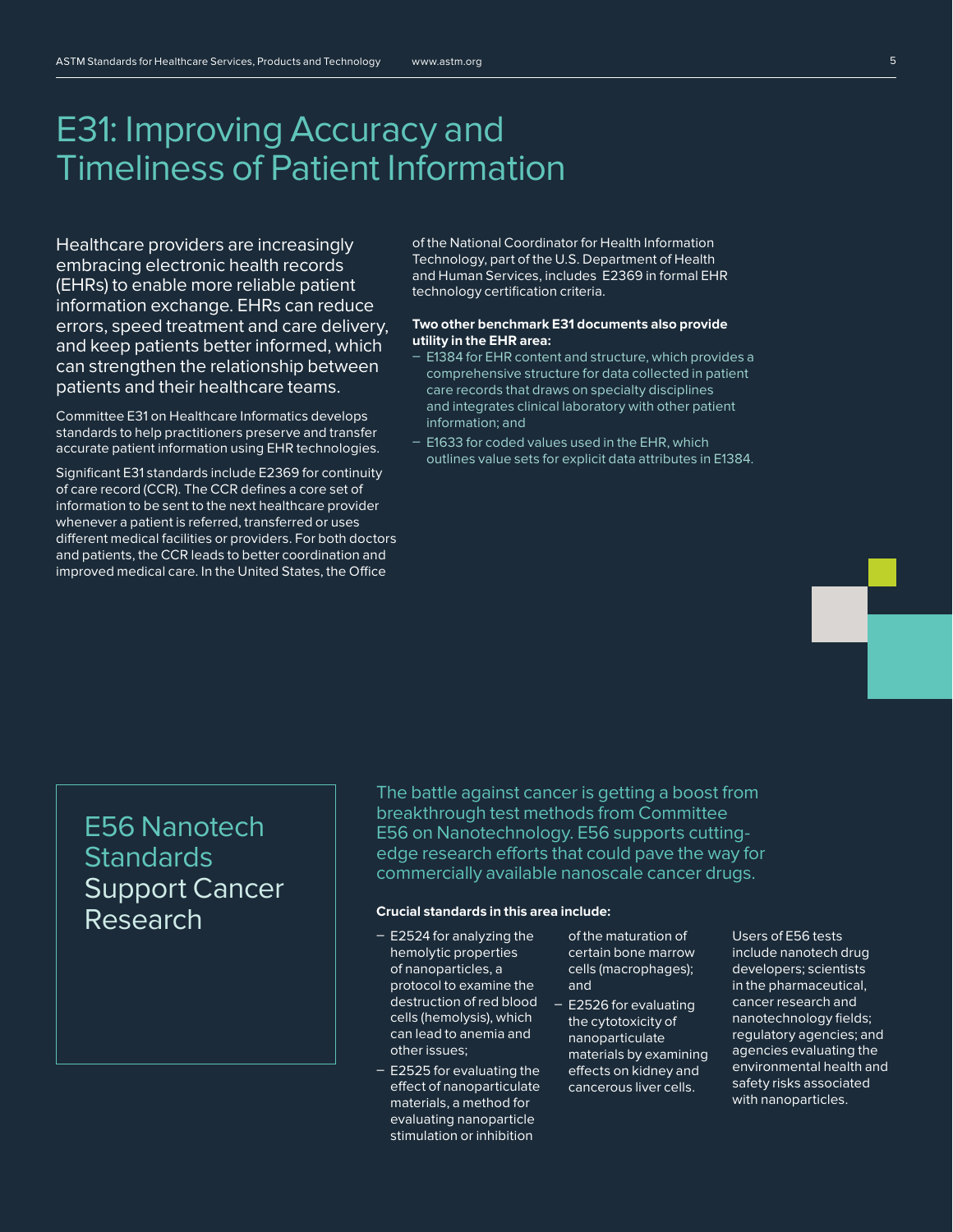# E31: Improving Accuracy and Timeliness of Patient Information

Healthcare providers are increasingly embracing electronic health records (EHRs) to enable more reliable patient information exchange. EHRs can reduce errors, speed treatment and care delivery, and keep patients better informed, which can strengthen the relationship between patients and their healthcare teams.

Committee E31 on Healthcare Informatics develops standards to help practitioners preserve and transfer accurate patient information using EHR technologies.

Significant E31 standards include E2369 for continuity of care record (CCR). The CCR defines a core set of information to be sent to the next healthcare provider whenever a patient is referred, transferred or uses different medical facilities or providers. For both doctors and patients, the CCR leads to better coordination and improved medical care. In the United States, the Office of the National Coordinator for Health Information Technology, part of the U.S. Department of Health and Human Services, includes E2369 in formal EHR technology certification criteria.

**Two other benchmark E31 documents also provide utility in the EHR area:**

- E1384 for EHR content and structure, which provides a comprehensive structure for data collected in patient care records that draws on specialty disciplines and integrates clinical laboratory with other patient information; and
- E1633 for coded values used in the EHR, which outlines value sets for explicit data attributes in E1384.

## E56 Nanotech Standards Support Cancer Research

The battle against cancer is getting a boost from breakthrough test methods from Committee E56 on Nanotechnology. E56 supports cutting-edge research efforts that could pave the way for commercially available nanoscale cancer drugs.

**Crucial standards in this area include:**

- E2524 for analyzing the hemolytic properties of nanoparticles, a protocol to examine the destruction of red blood cells (hemolysis), which can lead to anemia and other issues;
- E2525 for evaluating the effect of nanoparticulate materials, a method for evaluating nanoparticle stimulation or inhibition of the maturation of certain bone marrow cells (macrophages); and
- E2526 for evaluating the cytotoxicity of nanoparticulate materials by examining effects on kidney and cancerous liver cells.

Users of E56 tests include nanotech drug developers; scientists in the pharmaceutical, cancer research and nanotechnology fields; regulatory agencies; and agencies evaluating the environmental health and safety risks associated with nanoparticles.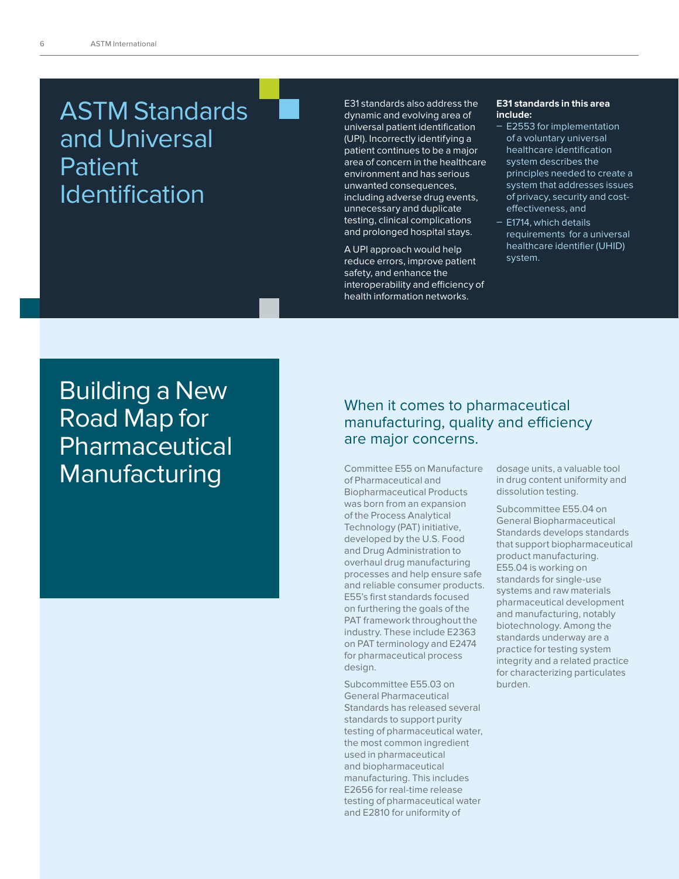# ASTM Standards and Universal Patient Identification

E31 standards also address the dynamic and evolving area of universal patient identification (UPI). Incorrectly identifying a patient continues to be a major area of concern in the healthcare environment and has serious unwanted consequences, including adverse drug events, unnecessary and duplicate testing, clinical complications and prolonged hospital stays.

A UPI approach would help reduce errors, improve patient safety, and enhance the interoperability and efficiency of health information networks.

**E31 standards in this area include:**

- E2553 for implementation of a voluntary universal healthcare identification system describes the principles needed to create a system that addresses issues of privacy, security and cost-effectiveness, and
- E1714, which details requirements for a universal healthcare identifier (UHID) system.

# Building a New Road Map for Pharmaceutical Manufacturing

## When it comes to pharmaceutical manufacturing, quality and efficiency are major concerns.

Committee E55 on Manufacture of Pharmaceutical and Biopharmaceutical Products was born from an expansion of the Process Analytical Technology (PAT) initiative, developed by the U.S. Food and Drug Administration to overhaul drug manufacturing processes and help ensure safe and reliable consumer products. E55's first standards focused on furthering the goals of the PAT framework throughout the industry. These include E2363 on PAT terminology and E2474 for pharmaceutical process design.

Subcommittee E55.03 on General Pharmaceutical Standards has released several standards to support purity testing of pharmaceutical water, the most common ingredient used in pharmaceutical and biopharmaceutical manufacturing. This includes E2656 for real-time release testing of pharmaceutical water and E2810 for uniformity of dosage units, a valuable tool in drug content uniformity and dissolution testing.

Subcommittee E55.04 on General Biopharmaceutical Standards develops standards that support biopharmaceutical product manufacturing. E55.04 is working on standards for single-use systems and raw materials pharmaceutical development and manufacturing, notably biotechnology. Among the standards underway are a practice for testing system integrity and a related practice for characterizing particulates burden.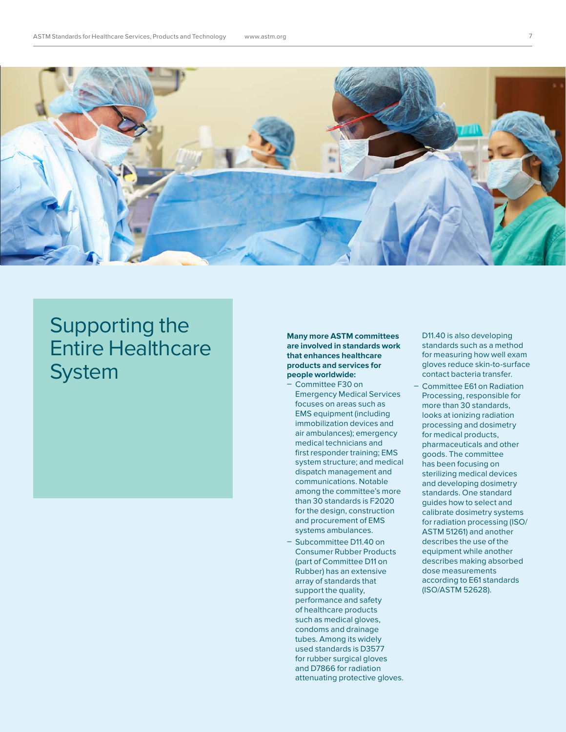# Supporting the Entire Healthcare System

**Many more ASTM committees are involved in standards work that enhances healthcare products and services for people worldwide:**

- Committee F30 on Emergency Medical Services focuses on areas such as EMS equipment (including immobilization devices and air ambulances); emergency medical technicians and first responder training; EMS system structure; and medical dispatch management and communications. Notable among the committee's more than 30 standards is F2020 for the design, construction and procurement of EMS systems ambulances.
- Subcommittee D11.40 on Consumer Rubber Products (part of Committee D11 on Rubber) has an extensive array of standards that support the quality, performance and safety of healthcare products such as medical gloves, condoms and drainage tubes. Among its widely used standards is D3577 for rubber surgical gloves and D7866 for radiation attenuating protective gloves. D11.40 is also developing standards such as a method for measuring how well exam gloves reduce skin-to-surface contact bacteria transfer.
- Committee E61 on Radiation Processing, responsible for more than 30 standards, looks at ionizing radiation processing and dosimetry for medical products, pharmaceuticals and other goods. The committee has been focusing on sterilizing medical devices and developing dosimetry standards. One standard guides how to select and calibrate dosimetry systems for radiation processing (ISO/ASTM 51261) and another describes the use of the equipment while another describes making absorbed dose measurements according to E61 standards (ISO/ASTM 52628).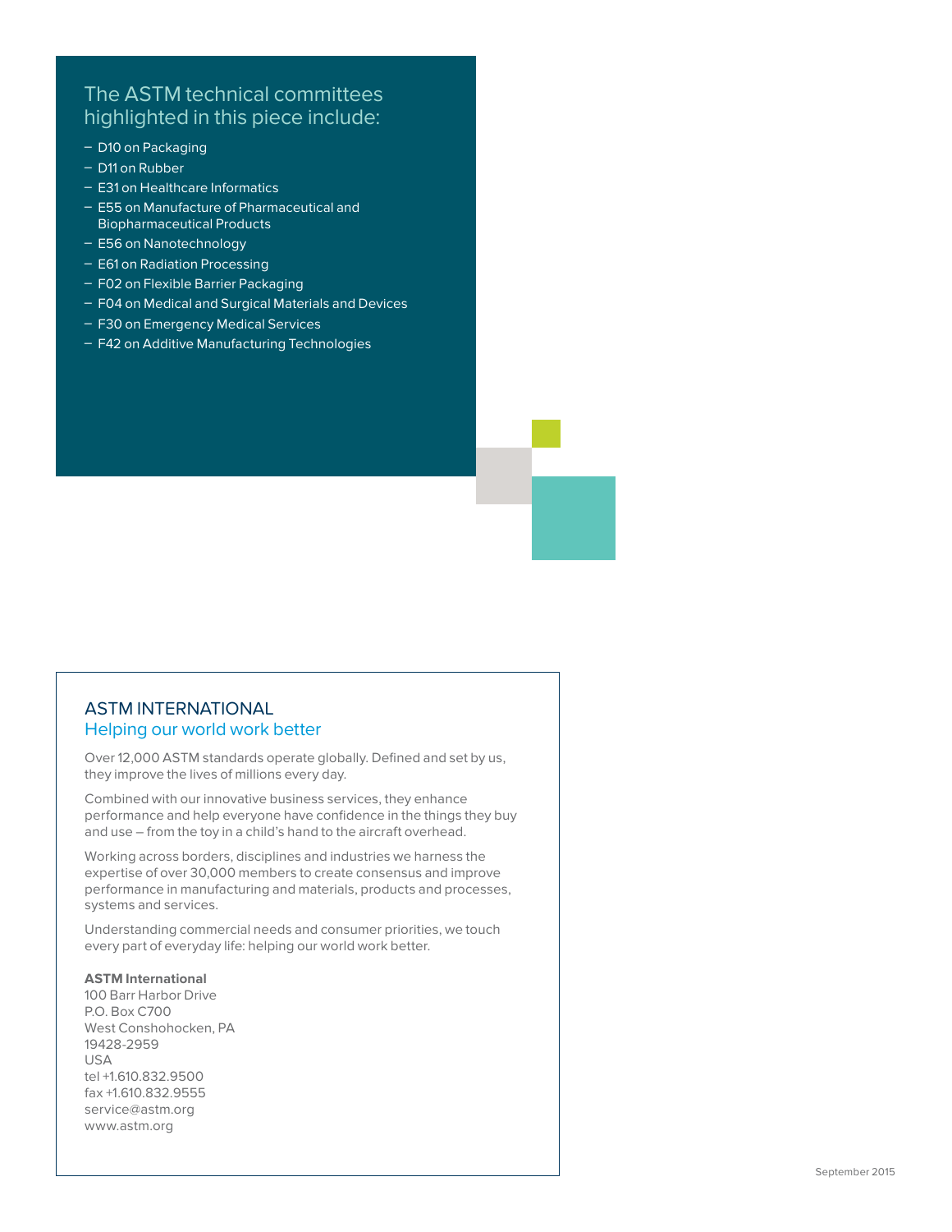## The ASTM technical committees highlighted in this piece include:

- D10 on Packaging
- D11 on Rubber
- E31 on Healthcare Informatics
- E55 on Manufacture of Pharmaceutical and Biopharmaceutical Products
- E56 on Nanotechnology
- E61 on Radiation Processing
- F02 on Flexible Barrier Packaging
- F04 on Medical and Surgical Materials and Devices
- F30 on Emergency Medical Services
- F42 on Additive Manufacturing Technologies

## ASTM INTERNATIONAL
### Helping our world work better

Over 12,000 ASTM standards operate globally. Defined and set by us, they improve the lives of millions every day.

Combined with our innovative business services, they enhance performance and help everyone have confidence in the things they buy and use – from the toy in a child's hand to the aircraft overhead.

Working across borders, disciplines and industries we harness the expertise of over 30,000 members to create consensus and improve performance in manufacturing and materials, products and processes, systems and services.

Understanding commercial needs and consumer priorities, we touch every part of everyday life: helping our world work better.

**ASTM International**
100 Barr Harbor Drive
P.O. Box C700
West Conshohocken, PA
19428-2959
USA
tel +1.610.832.9500
fax +1.610.832.9555
service@astm.org
www.astm.org

September 2015